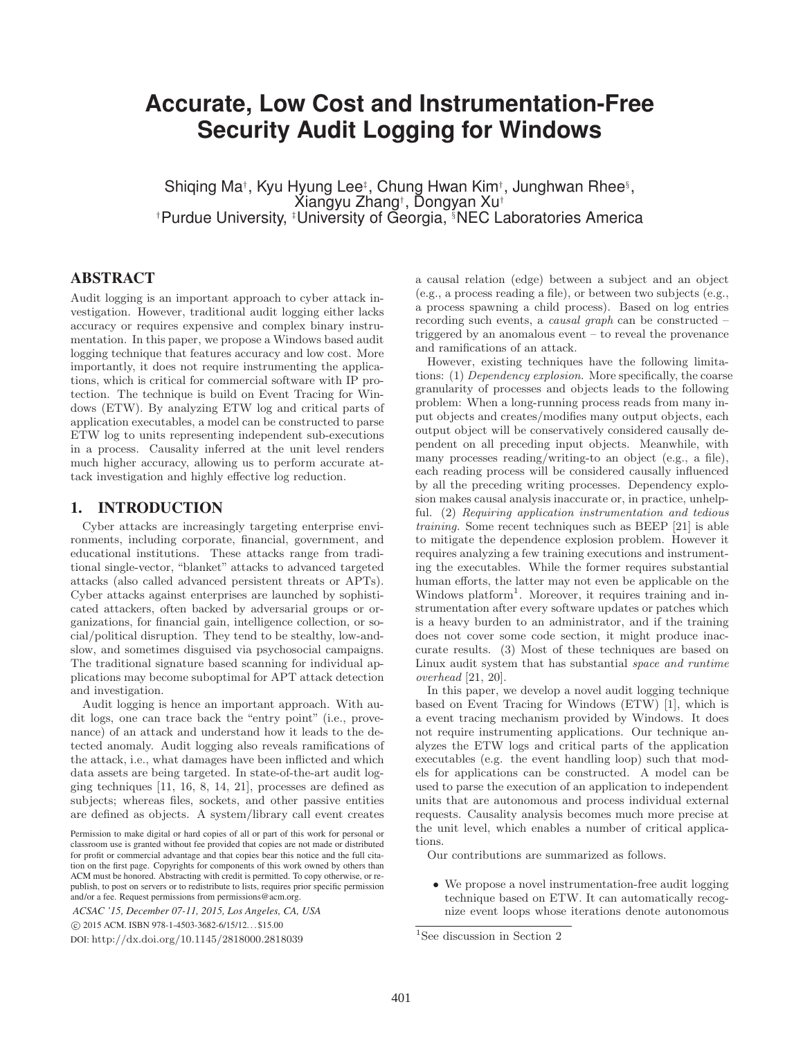# Accurate, Low Cost and Instrumentation-Free Security Audit Logging for Windows

Shiqing Ma[†], Kyu Hyung Lee[‡], Chung Hwan Kim[†], Junghwan Rhee[§], Xiangyu Zhang[†], Dongyan Xu[†]
[†]Purdue University, [‡]University of Georgia, [§]NEC Laboratories America

## ABSTRACT

Audit logging is an important approach to cyber attack investigation. However, traditional audit logging either lacks accuracy or requires expensive and complex binary instrumentation. In this paper, we propose a Windows based audit logging technique that features accuracy and low cost. More importantly, it does not require instrumenting the applications, which is critical for commercial software with IP protection. The technique is build on Event Tracing for Windows (ETW). By analyzing ETW log and critical parts of application executables, a model can be constructed to parse ETW log to units representing independent sub-executions in a process. Causality inferred at the unit level renders much higher accuracy, allowing us to perform accurate attack investigation and highly effective log reduction.

## 1. INTRODUCTION

Cyber attacks are increasingly targeting enterprise environments, including corporate, financial, government, and educational institutions. These attacks range from traditional single-vector, "blanket" attacks to advanced targeted attacks (also called advanced persistent threats or APTs). Cyber attacks against enterprises are launched by sophisticated attackers, often backed by adversarial groups or organizations, for financial gain, intelligence collection, or social/political disruption. They tend to be stealthy, low-and-slow, and sometimes disguised via psychosocial campaigns. The traditional signature based scanning for individual applications may become suboptimal for APT attack detection and investigation.

Audit logging is hence an important approach. With audit logs, one can trace back the "entry point" (i.e., provenance) of an attack and understand how it leads to the detected anomaly. Audit logging also reveals ramifications of the attack, i.e., what damages have been inflicted and which data assets are being targeted. In state-of-the-art audit logging techniques [11, 16, 8, 14, 21], processes are defined as subjects; whereas files, sockets, and other passive entities are defined as objects. A system/library call event creates a causal relation (edge) between a subject and an object (e.g., a process reading a file), or between two subjects (e.g., a process spawning a child process). Based on log entries recording such events, a *causal graph* can be constructed – triggered by an anomalous event – to reveal the provenance and ramifications of an attack.

However, existing techniques have the following limitations: (1) *Dependency explosion*. More specifically, the coarse granularity of processes and objects leads to the following problem: When a long-running process reads from many input objects and creates/modifies many output objects, each output object will be conservatively considered causally dependent on all preceding input objects. Meanwhile, with many processes reading/writing-to an object (e.g., a file), each reading process will be considered causally influenced by all the preceding writing processes. Dependency explosion makes causal analysis inaccurate or, in practice, unhelpful. (2) *Requiring application instrumentation and tedious training.* Some recent techniques such as BEEP [21] is able to mitigate the dependence explosion problem. However it requires analyzing a few training executions and instrumenting the executables. While the former requires substantial human efforts, the latter may not even be applicable on the Windows platform[1]. Moreover, it requires training and instrumentation after every software updates or patches which is a heavy burden to an administrator, and if the training does not cover some code section, it might produce inaccurate results. (3) Most of these techniques are based on Linux audit system that has substantial *space and runtime overhead* [21, 20].

In this paper, we develop a novel audit logging technique based on Event Tracing for Windows (ETW) [1], which is a event tracing mechanism provided by Windows. It does not require instrumenting applications. Our technique analyzes the ETW logs and critical parts of the application executables (e.g. the event handling loop) such that models for applications can be constructed. A model can be used to parse the execution of an application to independent units that are autonomous and process individual external requests. Causality analysis becomes much more precise at the unit level, which enables a number of critical applications.

Our contributions are summarized as follows.

- We propose a novel instrumentation-free audit logging technique based on ETW. It can automatically recognize event loops whose iterations denote autonomous

[1]See discussion in Section 2

Permission to make digital or hard copies of all or part of this work for personal or classroom use is granted without fee provided that copies are not made or distributed for profit or commercial advantage and that copies bear this notice and the full citation on the first page. Copyrights for components of this work owned by others than ACM must be honored. Abstracting with credit is permitted. To copy otherwise, or republish, to post on servers or to redistribute to lists, requires prior specific permission and/or a fee. Request permissions from permissions@acm.org.

*ACSAC '15, December 07-11, 2015, Los Angeles, CA, USA*
© 2015 ACM. ISBN 978-1-4503-3682-6/15/12...$15.00
DOI: http://dx.doi.org/10.1145/2818000.2818039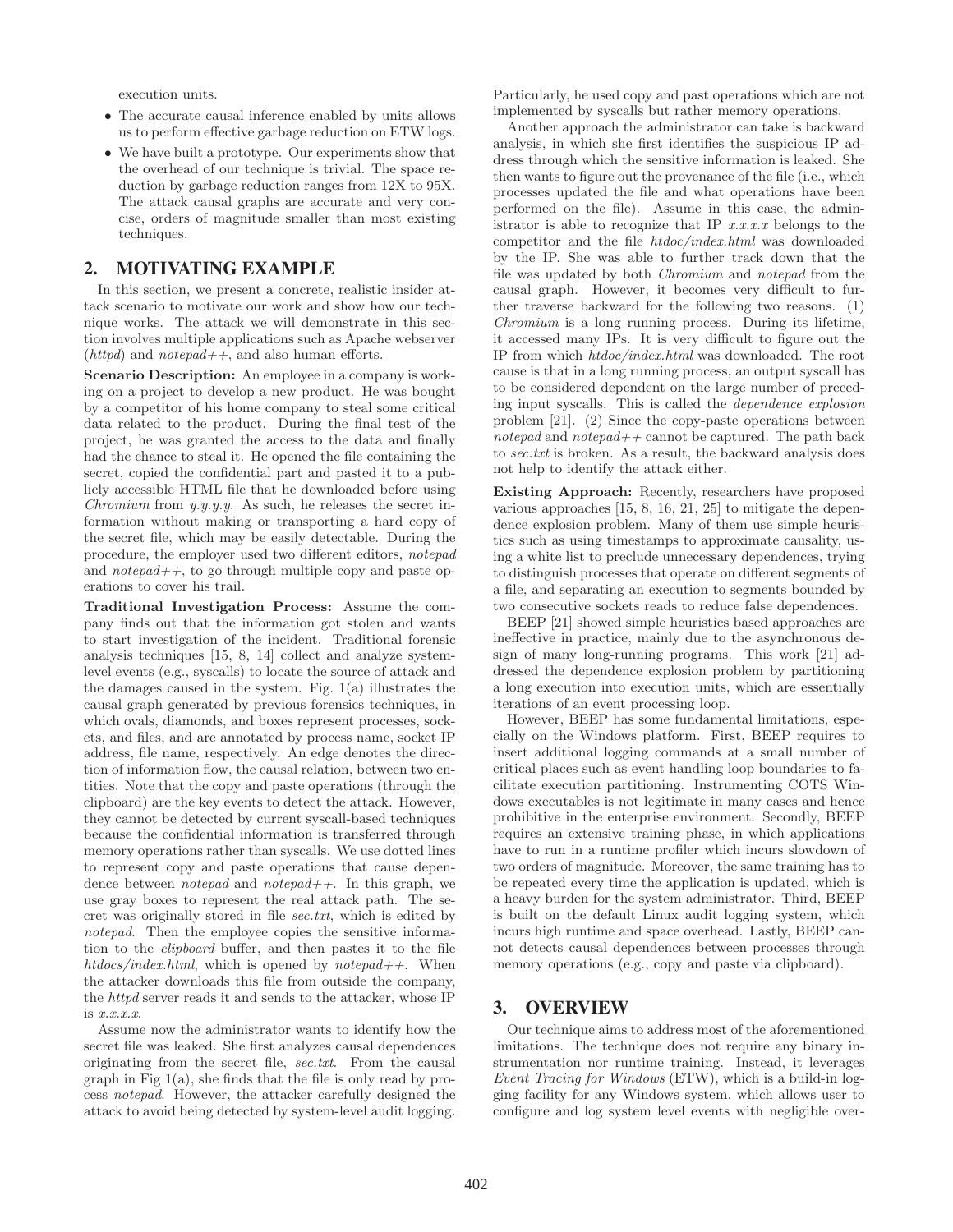execution units.

- The accurate causal inference enabled by units allows us to perform effective garbage reduction on ETW logs.
- We have built a prototype. Our experiments show that the overhead of our technique is trivial. The space reduction by garbage reduction ranges from 12X to 95X. The attack causal graphs are accurate and very concise, orders of magnitude smaller than most existing techniques.

## 2. MOTIVATING EXAMPLE

In this section, we present a concrete, realistic insider attack scenario to motivate our work and show how our technique works. The attack we will demonstrate in this section involves multiple applications such as Apache webserver (*httpd*) and *notepad++*, and also human efforts.

**Scenario Description:** An employee in a company is working on a project to develop a new product. He was bought by a competitor of his home company to steal some critical data related to the product. During the final test of the project, he was granted the access to the data and finally had the chance to steal it. He opened the file containing the secret, copied the confidential part and pasted it to a publicly accessible HTML file that he downloaded before using *Chromium* from *y.y.y.y*. As such, he releases the secret information without making or transporting a hard copy of the secret file, which may be easily detectable. During the procedure, the employer used two different editors, *notepad* and *notepad++*, to go through multiple copy and paste operations to cover his trail.

**Traditional Investigation Process:** Assume the company finds out that the information got stolen and wants to start investigation of the incident. Traditional forensic analysis techniques [15, 8, 14] collect and analyze system-level events (e.g., syscalls) to locate the source of attack and the damages caused in the system. Fig. 1(a) illustrates the causal graph generated by previous forensics techniques, in which ovals, diamonds, and boxes represent processes, sockets, and files, and are annotated by process name, socket IP address, file name, respectively. An edge denotes the direction of information flow, the causal relation, between two entities. Note that the copy and paste operations (through the clipboard) are the key events to detect the attack. However, they cannot be detected by current syscall-based techniques because the confidential information is transferred through memory operations rather than syscalls. We use dotted lines to represent copy and paste operations that cause dependence between *notepad* and *notepad++*. In this graph, we use gray boxes to represent the real attack path. The secret was originally stored in file *sec.txt*, which is edited by *notepad*. Then the employee copies the sensitive information to the *clipboard* buffer, and then pastes it to the file *htdocs/index.html*, which is opened by *notepad++*. When the attacker downloads this file from outside the company, the *httpd* server reads it and sends to the attacker, whose IP is *x.x.x.x*.

Assume now the administrator wants to identify how the secret file was leaked. She first analyzes causal dependences originating from the secret file, *sec.txt*. From the causal graph in Fig 1(a), she finds that the file is only read by process *notepad*. However, the attacker carefully designed the attack to avoid being detected by system-level audit logging. Particularly, he used copy and past operations which are not implemented by syscalls but rather memory operations.

Another approach the administrator can take is backward analysis, in which she first identifies the suspicious IP address through which the sensitive information is leaked. She then wants to figure out the provenance of the file (i.e., which processes updated the file and what operations have been performed on the file). Assume in this case, the administrator is able to recognize that IP *x.x.x.x* belongs to the competitor and the file *htdoc/index.html* was downloaded by the IP. She was able to further track down that the file was updated by both *Chromium* and *notepad* from the causal graph. However, it becomes very difficult to further traverse backward for the following two reasons. (1) *Chromium* is a long running process. During its lifetime, it accessed many IPs. It is very difficult to figure out the IP from which *htdoc/index.html* was downloaded. The root cause is that in a long running process, an output syscall has to be considered dependent on the large number of preceding input syscalls. This is called the *dependence explosion* problem [21]. (2) Since the copy-paste operations between *notepad* and *notepad++* cannot be captured. The path back to *sec.txt* is broken. As a result, the backward analysis does not help to identify the attack either.

**Existing Approach:** Recently, researchers have proposed various approaches [15, 8, 16, 21, 25] to mitigate the dependence explosion problem. Many of them use simple heuristics such as using timestamps to approximate causality, using a white list to preclude unnecessary dependences, trying to distinguish processes that operate on different segments of a file, and separating an execution to segments bounded by two consecutive sockets reads to reduce false dependences.

BEEP [21] showed simple heuristics based approaches are ineffective in practice, mainly due to the asynchronous design of many long-running programs. This work [21] addressed the dependence explosion problem by partitioning a long execution into execution units, which are essentially iterations of an event processing loop.

However, BEEP has some fundamental limitations, especially on the Windows platform. First, BEEP requires to insert additional logging commands at a small number of critical places such as event handling loop boundaries to facilitate execution partitioning. Instrumenting COTS Windows executables is not legitimate in many cases and hence prohibitive in the enterprise environment. Secondly, BEEP requires an extensive training phase, in which applications have to run in a runtime profiler which incurs slowdown of two orders of magnitude. Moreover, the same training has to be repeated every time the application is updated, which is a heavy burden for the system administrator. Third, BEEP is built on the default Linux audit logging system, which incurs high runtime and space overhead. Lastly, BEEP cannot detects causal dependences between processes through memory operations (e.g., copy and paste via clipboard).

## 3. OVERVIEW

Our technique aims to address most of the aforementioned limitations. The technique does not require any binary instrumentation nor runtime training. Instead, it leverages *Event Tracing for Windows* (ETW), which is a build-in logging facility for any Windows system, which allows user to configure and log system level events with negligible over-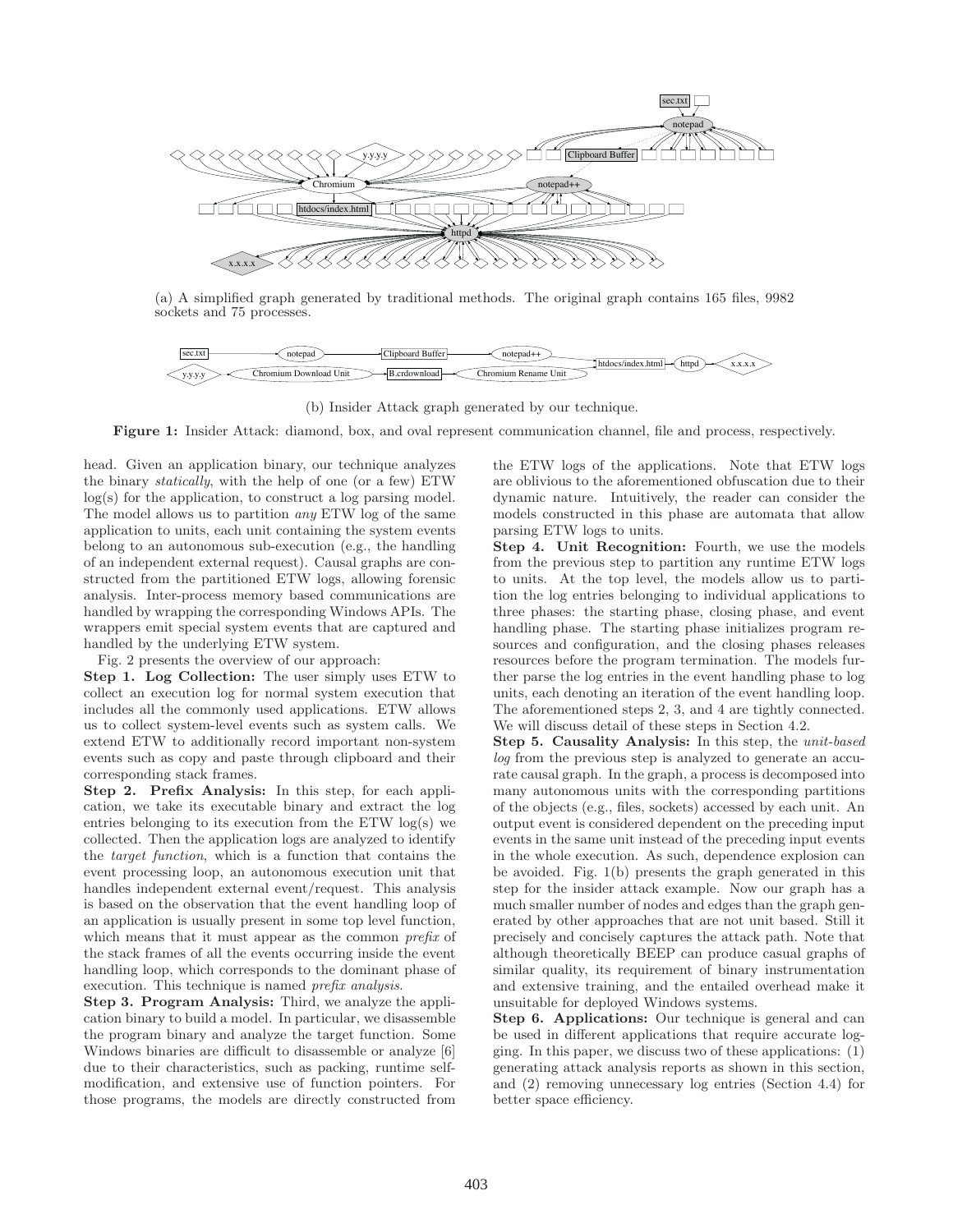sec.txt

notepad

y.y.y.y

Clipboard Buffer

Chromium

notepad++

htdocs/index.html

httpd

x.x.x.x

(a) A simplified graph generated by traditional methods. The original graph contains 165 files, 9982 sockets and 75 processes.

sec.txt

notepad

Clipboard Buffer

notepad++

htdocs/index.html

httpd

x.x.x.x

y.y.y.y

Chromium Download Unit

B.crdownload

Chromium Rename Unit

(b) Insider Attack graph generated by our technique.

**Figure 1:** Insider Attack: diamond, box, and oval represent communication channel, file and process, respectively.

head. Given an application binary, our technique analyzes the binary *statically*, with the help of one (or a few) ETW log(s) for the application, to construct a log parsing model. The model allows us to partition *any* ETW log of the same application to units, each unit containing the system events belong to an autonomous sub-execution (e.g., the handling of an independent external request). Causal graphs are constructed from the partitioned ETW logs, allowing forensic analysis. Inter-process memory based communications are handled by wrapping the corresponding Windows APIs. The wrappers emit special system events that are captured and handled by the underlying ETW system.

Fig. 2 presents the overview of our approach:

**Step 1. Log Collection:** The user simply uses ETW to collect an execution log for normal system execution that includes all the commonly used applications. ETW allows us to collect system-level events such as system calls. We extend ETW to additionally record important non-system events such as copy and paste through clipboard and their corresponding stack frames.

**Step 2. Prefix Analysis:** In this step, for each application, we take its executable binary and extract the log entries belonging to its execution from the ETW log(s) we collected. Then the application logs are analyzed to identify the *target function*, which is a function that contains the event processing loop, an autonomous execution unit that handles independent external event/request. This analysis is based on the observation that the event handling loop of an application is usually present in some top level function, which means that it must appear as the common *prefix* of the stack frames of all the events occurring inside the event handling loop, which corresponds to the dominant phase of execution. This technique is named *prefix analysis*.

**Step 3. Program Analysis:** Third, we analyze the application binary to build a model. In particular, we disassemble the program binary and analyze the target function. Some Windows binaries are difficult to disassemble or analyze [6] due to their characteristics, such as packing, runtime self-modification, and extensive use of function pointers. For those programs, the models are directly constructed from the ETW logs of the applications. Note that ETW logs are oblivious to the aforementioned obfuscation due to their dynamic nature. Intuitively, the reader can consider the models constructed in this phase are automata that allow parsing ETW logs to units.

**Step 4. Unit Recognition:** Fourth, we use the models from the previous step to partition any runtime ETW logs to units. At the top level, the models allow us to partition the log entries belonging to individual applications to three phases: the starting phase, closing phase, and event handling phase. The starting phase initializes program resources and configuration, and the closing phases releases resources before the program termination. The models further parse the log entries in the event handling phase to log units, each denoting an iteration of the event handling loop. The aforementioned steps 2, 3, and 4 are tightly connected. We will discuss detail of these steps in Section 4.2.

**Step 5. Causality Analysis:** In this step, the *unit-based log* from the previous step is analyzed to generate an accurate causal graph. In the graph, a process is decomposed into many autonomous units with the corresponding partitions of the objects (e.g., files, sockets) accessed by each unit. An output event is considered dependent on the preceding input events in the same unit instead of the preceding input events in the whole execution. As such, dependence explosion can be avoided. Fig. 1(b) presents the graph generated in this step for the insider attack example. Now our graph has a much smaller number of nodes and edges than the graph generated by other approaches that are not unit based. Still it precisely and concisely captures the attack path. Note that although theoretically BEEP can produce casual graphs of similar quality, its requirement of binary instrumentation and extensive training, and the entailed overhead make it unsuitable for deployed Windows systems.

**Step 6. Applications:** Our technique is general and can be used in different applications that require accurate logging. In this paper, we discuss two of these applications: (1) generating attack analysis reports as shown in this section, and (2) removing unnecessary log entries (Section 4.4) for better space efficiency.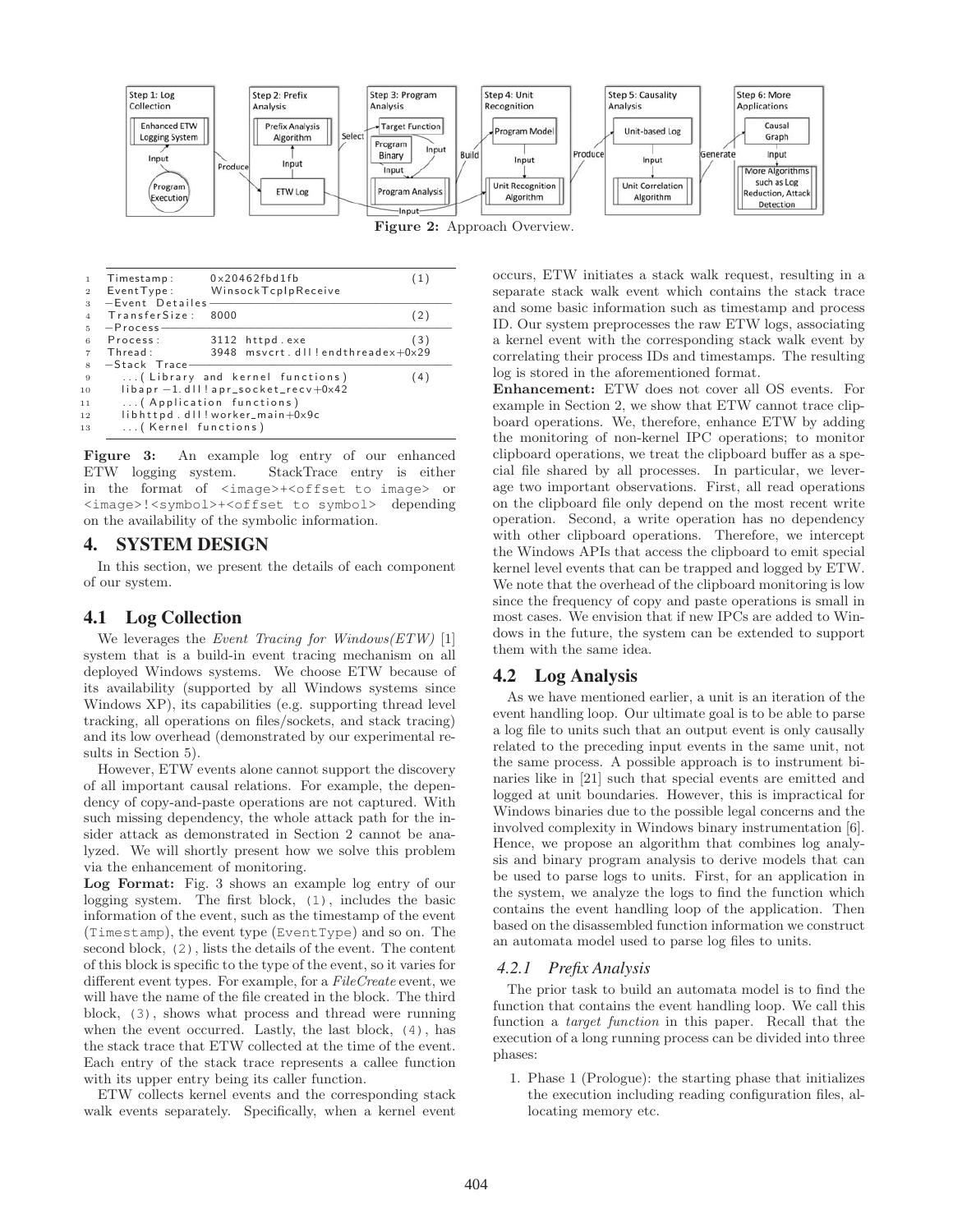Figure 2: Approach Overview.

```
1  Timestamp:      0x20462fbd1fb                      (1)
2  EventType:      WinsockTcpIpReceive
3  -Event Detailes-------------------------------------------
4  TransferSize:  8000                                (2)
5  -Process--------------------------------------------------
6  Process:        3112 httpd.exe                     (3)
7  Thread:         3948 msvcrt.dll!endthreadex+0x29
8  -Stack Trace----------------------------------------------
9    ...(Library and kernel functions)                (4)
10   libapr-1.dll!apr_socket_recv+0x42
11   ...(Application functions)
12   libhttpd.dll!worker_main+0x9c
13   ...(Kernel functions)
```

**Figure 3:** An example log entry of our enhanced ETW logging system. StackTrace entry is either in the format of `<image>+<offset to image>` or `<image>!<symbol>+<offset to symbol>` depending on the availability of the symbolic information.

# 4. SYSTEM DESIGN

In this section, we present the details of each component of our system.

## 4.1 Log Collection

We leverages the *Event Tracing for Windows(ETW)* [1] system that is a build-in event tracing mechanism on all deployed Windows systems. We choose ETW because of its availability (supported by all Windows systems since Windows XP), its capabilities (e.g. supporting thread level tracking, all operations on files/sockets, and stack tracing) and its low overhead (demonstrated by our experimental results in Section 5).

However, ETW events alone cannot support the discovery of all important causal relations. For example, the dependency of copy-and-paste operations are not captured. With such missing dependency, the whole attack path for the insider attack as demonstrated in Section 2 cannot be analyzed. We will shortly present how we solve this problem via the enhancement of monitoring.

**Log Format:** Fig. 3 shows an example log entry of our logging system. The first block, `(1)`, includes the basic information of the event, such as the timestamp of the event (`Timestamp`), the event type (`EventType`) and so on. The second block, `(2)`, lists the details of the event. The content of this block is specific to the type of the event, so it varies for different event types. For example, for a *FileCreate* event, we will have the name of the file created in the block. The third block, `(3)`, shows what process and thread were running when the event occurred. Lastly, the last block, `(4)`, has the stack trace that ETW collected at the time of the event. Each entry of the stack trace represents a callee function with its upper entry being its caller function.

ETW collects kernel events and the corresponding stack walk events separately. Specifically, when a kernel event occurs, ETW initiates a stack walk request, resulting in a separate stack walk event which contains the stack trace and some basic information such as timestamp and process ID. Our system preprocesses the raw ETW logs, associating a kernel event with the corresponding stack walk event by correlating their process IDs and timestamps. The resulting log is stored in the aforementioned format.

**Enhancement:** ETW does not cover all OS events. For example in Section 2, we show that ETW cannot trace clipboard operations. We, therefore, enhance ETW by adding the monitoring of non-kernel IPC operations; to monitor clipboard operations, we treat the clipboard buffer as a special file shared by all processes. In particular, we leverage two important observations. First, all read operations on the clipboard file only depend on the most recent write operation. Second, a write operation has no dependency with other clipboard operations. Therefore, we intercept the Windows APIs that access the clipboard to emit special kernel level events that can be trapped and logged by ETW. We note that the overhead of the clipboard monitoring is low since the frequency of copy and paste operations is small in most cases. We envision that if new IPCs are added to Windows in the future, the system can be extended to support them with the same idea.

## 4.2 Log Analysis

As we have mentioned earlier, a unit is an iteration of the event handling loop. Our ultimate goal is to be able to parse a log file to units such that an output event is only causally related to the preceding input events in the same unit, not the same process. A possible approach is to instrument binaries like in [21] such that special events are emitted and logged at unit boundaries. However, this is impractical for Windows binaries due to the possible legal concerns and the involved complexity in Windows binary instrumentation [6]. Hence, we propose an algorithm that combines log analysis and binary program analysis to derive models that can be used to parse logs to units. First, for an application in the system, we analyze the logs to find the function which contains the event handling loop of the application. Then based on the disassembled function information we construct an automata model used to parse log files to units.

### 4.2.1 Prefix Analysis

The prior task to build an automata model is to find the function that contains the event handling loop. We call this function a *target function* in this paper. Recall that the execution of a long running process can be divided into three phases:

1. Phase 1 (Prologue): the starting phase that initializes the execution including reading configuration files, allocating memory etc.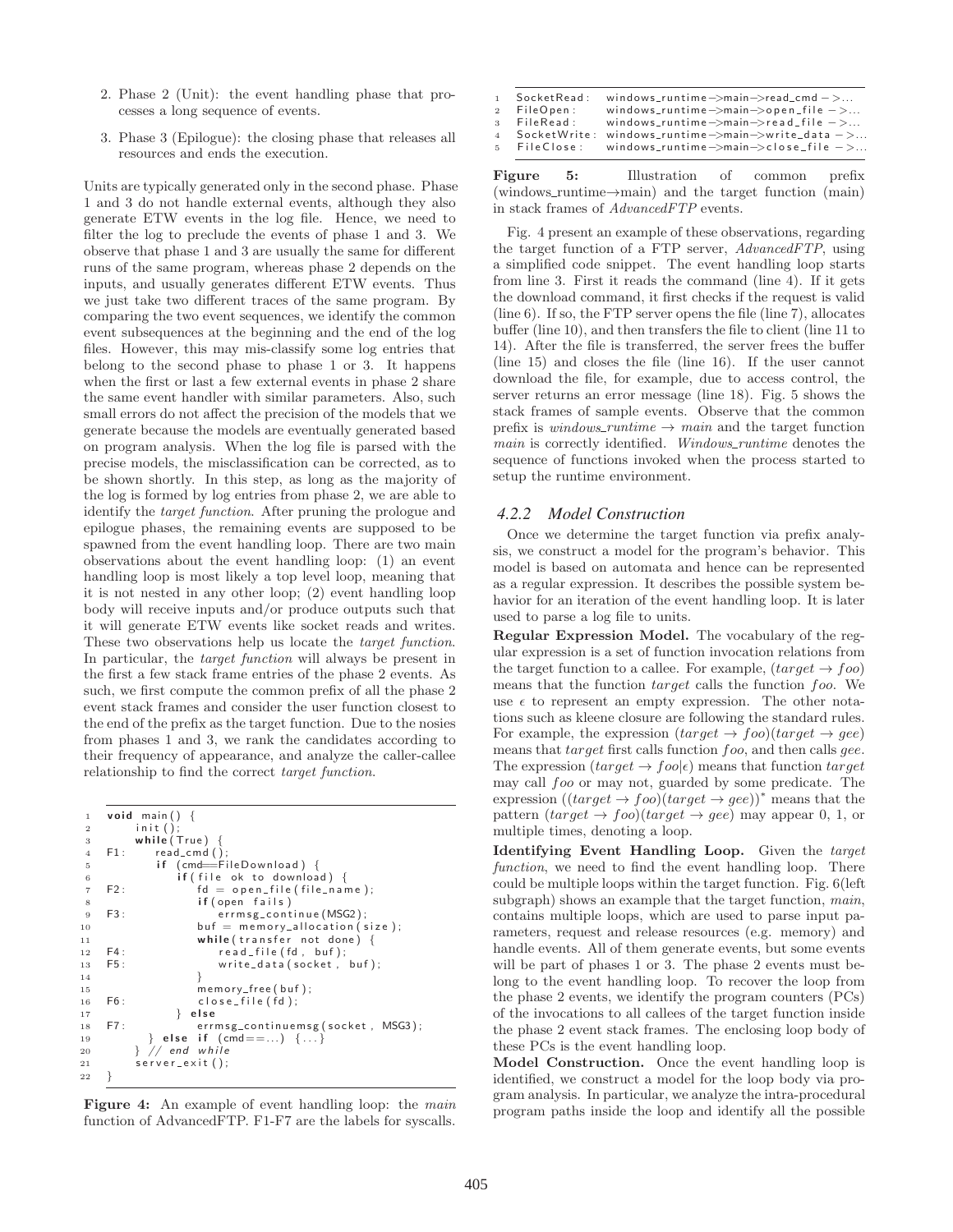2. Phase 2 (Unit): the event handling phase that processes a long sequence of events.

3. Phase 3 (Epilogue): the closing phase that releases all resources and ends the execution.

Units are typically generated only in the second phase. Phase 1 and 3 do not handle external events, although they also generate ETW events in the log file. Hence, we need to filter the log to preclude the events of phase 1 and 3. We observe that phase 1 and 3 are usually the same for different runs of the same program, whereas phase 2 depends on the inputs, and usually generates different ETW events. Thus we just take two different traces of the same program. By comparing the two event sequences, we identify the common event subsequences at the beginning and the end of the log files. However, this may mis-classify some log entries that belong to the second phase to phase 1 or 3. It happens when the first or last a few external events in phase 2 share the same event handler with similar parameters. Also, such small errors do not affect the precision of the models that we generate because the models are eventually generated based on program analysis. When the log file is parsed with the precise models, the misclassification can be corrected, as to be shown shortly. In this step, as long as the majority of the log is formed by log entries from phase 2, we are able to identify the *target function*. After pruning the prologue and epilogue phases, the remaining events are supposed to be spawned from the event handling loop. There are two main observations about the event handling loop: (1) an event handling loop is most likely a top level loop, meaning that it is not nested in any other loop; (2) event handling loop body will receive inputs and/or produce outputs such that it will generate ETW events like socket reads and writes. These two observations help us locate the *target function*. In particular, the *target function* will always be present in the first a few stack frame entries of the phase 2 events. As such, we first compute the common prefix of all the phase 2 event stack frames and consider the user function closest to the end of the prefix as the target function. Due to the nosies from phases 1 and 3, we rank the candidates according to their frequency of appearance, and analyze the caller-callee relationship to find the correct *target function*.

```
1      void main() {
2          init();
3          while(True) {
4      F1:     read_cmd();
5              if (cmd==FileDownload) {
6                  if(file ok to download) {
7      F2:             fd = open_file(file_name);
8                      if(open fails)
9      F3:                 errmsg_continue(MSG2);
10                     buf = memory_allocation(size);
11                     while(transfer not done) {
12     F4:                 read_file(fd, buf);
13     F5:                 write_data(socket, buf);
14                     }
15                     memory_free(buf);
16     F6:             close_file(fd);
17                 } else
18     F7:             errmsg_continuemsg(socket, MSG3);
19             } else if (cmd==...) {...}
20         } // end while
21         server_exit();
22     }
```

**Figure 4:** An example of event handling loop: the *main* function of AdvancedFTP. F1-F7 are the labels for syscalls.

```
1  SocketRead:   windows_runtime->main->read_cmd ->...
2  FileOpen:     windows_runtime->main->open_file ->...
3  FileRead:     windows_runtime->main->read_file ->...
4  SocketWrite:  windows_runtime->main->write_data ->...
5  FileClose:    windows_runtime->main->close_file ->...
```

**Figure 5:** Illustration of common prefix (windows_runtime→main) and the target function (main) in stack frames of *AdvancedFTP* events.

Fig. 4 present an example of these observations, regarding the target function of a FTP server, *AdvancedFTP*, using a simplified code snippet. The event handling loop starts from line 3. First it reads the command (line 4). If it gets the download command, it first checks if the request is valid (line 6). If so, the FTP server opens the file (line 7), allocates buffer (line 10), and then transfers the file to client (line 11 to 14). After the file is transferred, the server frees the buffer (line 15) and closes the file (line 16). If the user cannot download the file, for example, due to access control, the server returns an error message (line 18). Fig. 5 shows the stack frames of sample events. Observe that the common prefix is *windows_runtime* → *main* and the target function *main* is correctly identified. *Windows_runtime* denotes the sequence of functions invoked when the process started to setup the runtime environment.

### 4.2.2 Model Construction

Once we determine the target function via prefix analysis, we construct a model for the program's behavior. This model is based on automata and hence can be represented as a regular expression. It describes the possible system behavior for an iteration of the event handling loop. It is later used to parse a log file to units.

**Regular Expression Model.** The vocabulary of the regular expression is a set of function invocation relations from the target function to a callee. For example, $(target \rightarrow foo)$ means that the function $target$ calls the function $foo$. We use $\epsilon$ to represent an empty expression. The other notations such as kleene closure are following the standard rules. For example, the expression $(target \rightarrow foo)(target \rightarrow gee)$ means that $target$ first calls function $foo$, and then calls $gee$. The expression $(target \rightarrow foo|\epsilon)$ means that function $target$ may call $foo$ or may not, guarded by some predicate. The expression $((target \rightarrow foo)(target \rightarrow gee))^*$ means that the pattern $(target \rightarrow foo)(target \rightarrow gee)$ may appear 0, 1, or multiple times, denoting a loop.

**Identifying Event Handling Loop.** Given the *target function*, we need to find the event handling loop. There could be multiple loops within the target function. Fig. 6(left subgraph) shows an example that the target function, *main*, contains multiple loops, which are used to parse input parameters, request and release resources (e.g. memory) and handle events. All of them generate events, but some events will be part of phases 1 or 3. The phase 2 events must belong to the event handling loop. To recover the loop from the phase 2 events, we identify the program counters (PCs) of the invocations to all callees of the target function inside the phase 2 event stack frames. The enclosing loop body of these PCs is the event handling loop.

**Model Construction.** Once the event handling loop is identified, we construct a model for the loop body via program analysis. In particular, we analyze the intra-procedural program paths inside the loop and identify all the possible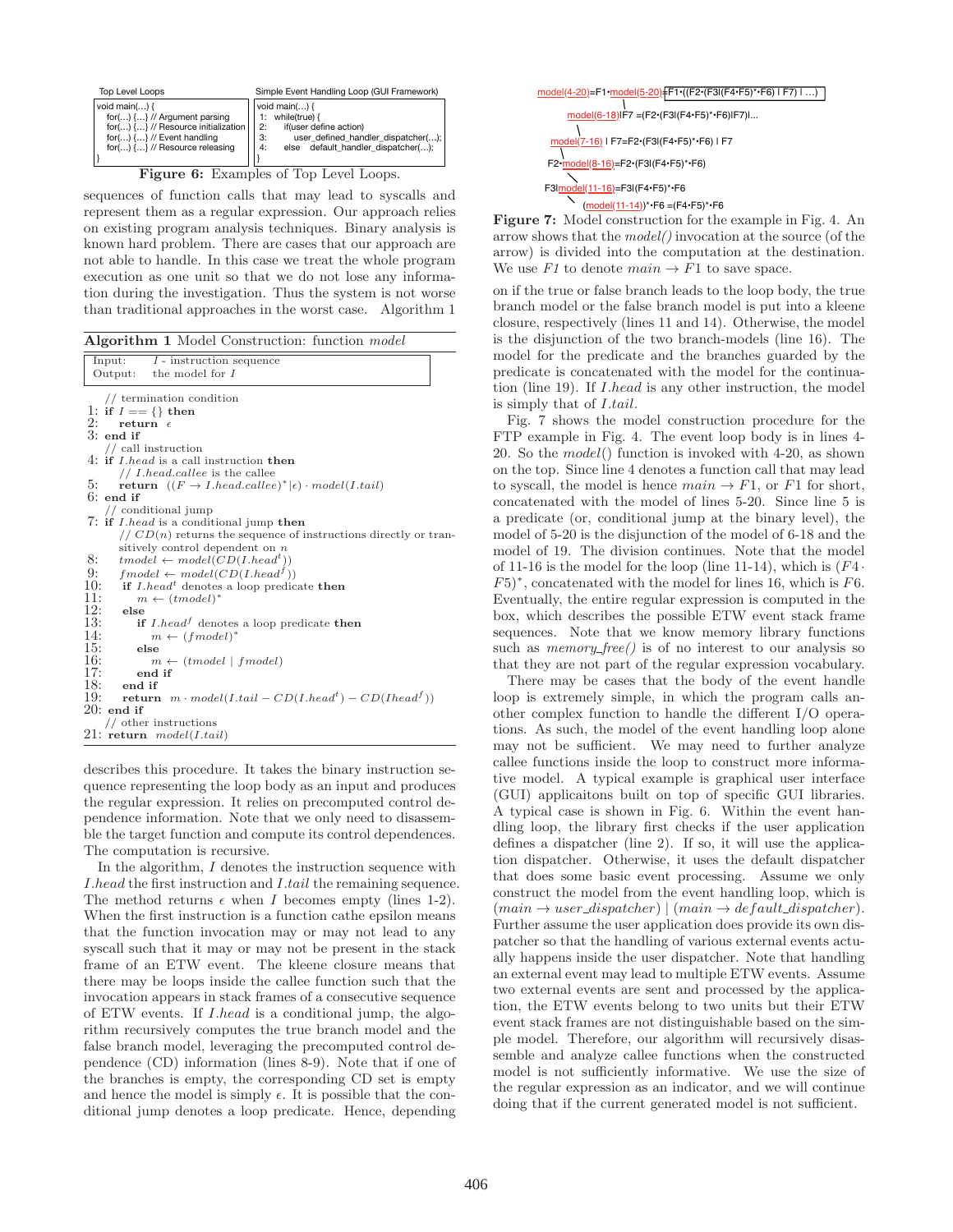| Top Level Loops | Simple Event Handling Loop (GUI Framework) |
|---|---|
| void main(...) {<br>for(...) {...} // Argument parsing<br>for(...) {...} // Resource initialization<br>for(...) {...} // Event handling<br>for(...) {...} // Resource releasing<br>} | void main(...) {<br>1: while(true) {<br>2: if(user define action)<br>3: user_defined_handler_dispatcher(...);<br>4: else default_handler_dispatcher(...);<br>} |

**Figure 6:** Examples of Top Level Loops.

sequences of function calls that may lead to syscalls and represent them as a regular expression. Our approach relies on existing program analysis techniques. Binary analysis is known hard problem. There are cases that our approach are not able to handle. In this case we treat the whole program execution as one unit so that we do not lose any information during the investigation. Thus the system is not worse than traditional approaches in the worst case. Algorithm 1 describes this procedure. It takes the binary instruction sequence representing the loop body as an input and produces the regular expression. It relies on precomputed control dependence information. Note that we only need to disassemble the target function and compute its control dependences. The computation is recursive.

**Algorithm 1** Model Construction: function *model*

```
Input:   I - instruction sequence
Output:  the model for I

    // termination condition
 1: if I == {} then
 2:     return ε
 3: end if
    // call instruction
 4: if I.head is a call instruction then
        // I.head.callee is the callee
 5:     return ((F → I.head.callee)*|ε) · model(I.tail)
 6: end if
    // conditional jump
 7: if I.head is a conditional jump then
        // CD(n) returns the sequence of instructions directly or transitively control dependent on n
 8:     tmodel ← model(CD(I.head^t))
 9:     fmodel ← model(CD(I.head^f))
10:     if I.head^t denotes a loop predicate then
11:         m ← (tmodel)*
12:     else
13:         if I.head^f denotes a loop predicate then
14:             m ← (fmodel)*
15:         else
16:             m ← (tmodel | fmodel)
17:         end if
18:     end if
19:     return m · model(I.tail − CD(I.head^t) − CD(Ihead^f))
20: end if
    // other instructions
21: return model(I.tail)
```

In the algorithm, $I$ denotes the instruction sequence with $I.head$ the first instruction and $I.tail$ the remaining sequence. The method returns $\epsilon$ when $I$ becomes empty (lines 1-2). When the first instruction is a function cathe epsilon means that the function invocation may or may not lead to any syscall such that it may or may not be present in the stack frame of an ETW event. The kleene closure means that there may be loops inside the callee function such that the invocation appears in stack frames of a consecutive sequence of ETW events. If $I.head$ is a conditional jump, the algorithm recursively computes the true branch model and the false branch model, leveraging the precomputed control dependence (CD) information (lines 8-9). Note that if one of the branches is empty, the corresponding CD set is empty and hence the model is simply $\epsilon$. It is possible that the conditional jump denotes a loop predicate. Hence, depending on if the true or false branch leads to the loop body, the true branch model or the false branch model is put into a kleene closure, respectively (lines 11 and 14). Otherwise, the model is the disjunction of the two branch-models (line 16). The model for the predicate and the branches guarded by the predicate is concatenated with the model for the continuation (line 19). If $I.head$ is any other instruction, the model is simply that of $I.tail$.

```
model(4-20)=F1•model(5-20)=F1•((F2•(F3|(F4•F5)*•F6) | F7) | ...)
   model(6-18)|F7 =(F2•(F3|(F4•F5)*•F6)|F7)|...
      model(7-16) | F7=F2•(F3|(F4•F5)*•F6) | F7
         F2•model(8-16)=F2•(F3|(F4•F5)*•F6)
            F3|model(11-16)=F3|(F4•F5)*•F6
               (model(11-14))*•F6 =(F4•F5)*•F6
```

**Figure 7:** Model construction for the example in Fig. 4. An arrow shows that the *model()* invocation at the source (of the arrow) is divided into the computation at the destination. We use *F1* to denote $main \rightarrow F1$ to save space.

Fig. 7 shows the model construction procedure for the FTP example in Fig. 4. The event loop body is in lines 4-20. So the $model()$ function is invoked with 4-20, as shown on the top. Since line 4 denotes a function call that may lead to syscall, the model is hence $main \rightarrow F1$, or $F1$ for short, concatenated with the model of lines 5-20. Since line 5 is a predicate (or, conditional jump at the binary level), the model of 5-20 is the disjunction of the model of 6-18 and the model of 19. The division continues. Note that the model of 11-16 is the model for the loop (line 11-14), which is $(F4 \cdot F5)^*$, concatenated with the model for lines 16, which is $F6$. Eventually, the entire regular expression is computed in the box, which describes the possible ETW event stack frame sequences. Note that we know memory library functions such as *memory_free()* is of no interest to our analysis so that they are not part of the regular expression vocabulary.

There may be cases that the body of the event handle loop is extremely simple, in which the program calls another complex function to handle the different I/O operations. As such, the model of the event handling loop alone may not be sufficient. We may need to further analyze callee functions inside the loop to construct more informative model. A typical example is graphical user interface (GUI) applicaitons built on top of specific GUI libraries. A typical case is shown in Fig. 6. Within the event handling loop, the library first checks if the user application defines a dispatcher (line 2). If so, it will use the application dispatcher. Otherwise, it uses the default dispatcher that does some basic event processing. Assume we only construct the model from the event handling loop, which is $(main \rightarrow user\_dispatcher) \mid (main \rightarrow default\_dispatcher)$. Further assume the user application does provide its own dispatcher so that the handling of various external events actually happens inside the user dispatcher. Note that handling an external event may lead to multiple ETW events. Assume two external events are sent and processed by the application, the ETW events belong to two units but their ETW event stack frames are not distinguishable based on the simple model. Therefore, our algorithm will recursively disassemble and analyze callee functions when the constructed model is not sufficiently informative. We use the size of the regular expression as an indicator, and we will continue doing that if the current generated model is not sufficient.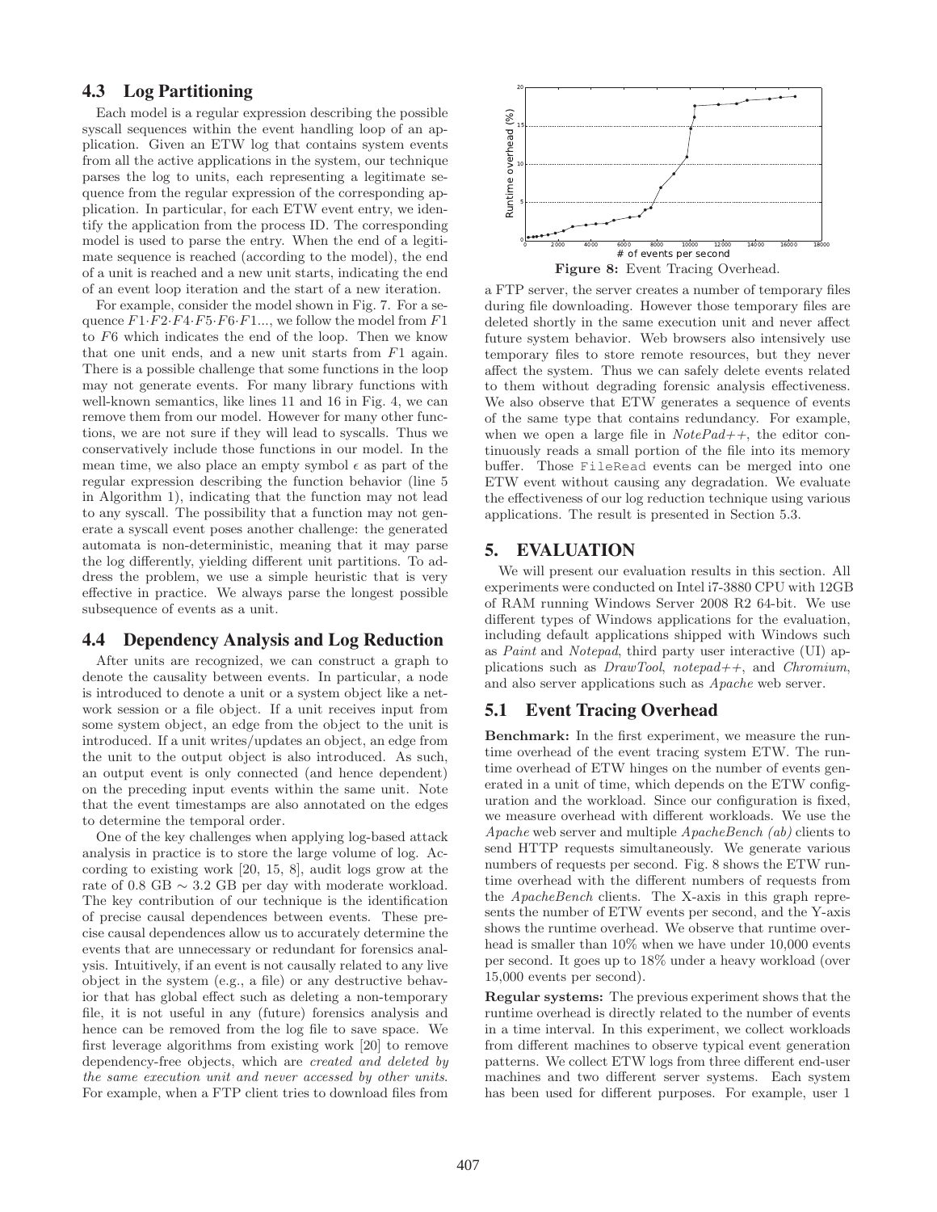### 4.3 Log Partitioning

Each model is a regular expression describing the possible syscall sequences within the event handling loop of an application. Given an ETW log that contains system events from all the active applications in the system, our technique parses the log to units, each representing a legitimate sequence from the regular expression of the corresponding application. In particular, for each ETW event entry, we identify the application from the process ID. The corresponding model is used to parse the entry. When the end of a legitimate sequence is reached (according to the model), the end of a unit is reached and a new unit starts, indicating the end of an event loop iteration and the start of a new iteration.

For example, consider the model shown in Fig. 7. For a sequence $F1 \cdot F2 \cdot F4 \cdot F5 \cdot F6 \cdot F1 ...$, we follow the model from $F1$ to $F6$ which indicates the end of the loop. Then we know that one unit ends, and a new unit starts from $F1$ again. There is a possible challenge that some functions in the loop may not generate events. For many library functions with well-known semantics, like lines 11 and 16 in Fig. 4, we can remove them from our model. However for many other functions, we are not sure if they will lead to syscalls. Thus we conservatively include those functions in our model. In the mean time, we also place an empty symbol $\epsilon$ as part of the regular expression describing the function behavior (line 5 in Algorithm 1), indicating that the function may not lead to any syscall. The possibility that a function may not generate a syscall event poses another challenge: the generated automata is non-deterministic, meaning that it may parse the log differently, yielding different unit partitions. To address the problem, we use a simple heuristic that is very effective in practice. We always parse the longest possible subsequence of events as a unit.

### 4.4 Dependency Analysis and Log Reduction

After units are recognized, we can construct a graph to denote the causality between events. In particular, a node is introduced to denote a unit or a system object like a network session or a file object. If a unit receives input from some system object, an edge from the object to the unit is introduced. If a unit writes/updates an object, an edge from the unit to the output object is also introduced. As such, an output event is only connected (and hence dependent) on the preceding input events within the same unit. Note that the event timestamps are also annotated on the edges to determine the temporal order.

One of the key challenges when applying log-based attack analysis in practice is to store the large volume of log. According to existing work [20, 15, 8], audit logs grow at the rate of 0.8 GB ∼ 3.2 GB per day with moderate workload. The key contribution of our technique is the identification of precise causal dependences between events. These precise causal dependences allow us to accurately determine the events that are unnecessary or redundant for forensics analysis. Intuitively, if an event is not causally related to any live object in the system (e.g., a file) or any destructive behavior that has global effect such as deleting a non-temporary file, it is not useful in any (future) forensics analysis and hence can be removed from the log file to save space. We first leverage algorithms from existing work [20] to remove dependency-free objects, which are *created and deleted by the same execution unit and never accessed by other units*. For example, when a FTP client tries to download files from a FTP server, the server creates a number of temporary files during file downloading. However those temporary files are deleted shortly in the same execution unit and never affect future system behavior. Web browsers also intensively use temporary files to store remote resources, but they never affect the system. Thus we can safely delete events related to them without degrading forensic analysis effectiveness. We also observe that ETW generates a sequence of events of the same type that contains redundancy. For example, when we open a large file in *NotePad++*, the editor continuously reads a small portion of the file into its memory buffer. Those `FileRead` events can be merged into one ETW event without causing any degradation. We evaluate the effectiveness of our log reduction technique using various applications. The result is presented in Section 5.3.

Runtime overhead (%)
20
15
10
5
0
0 2000 4000 6000 8000 10000 12000 14000 16000 18000
# of events per second

**Figure 8:** Event Tracing Overhead.

## 5. EVALUATION

We will present our evaluation results in this section. All experiments were conducted on Intel i7-3880 CPU with 12GB of RAM running Windows Server 2008 R2 64-bit. We use different types of Windows applications for the evaluation, including default applications shipped with Windows such as *Paint* and *Notepad*, third party user interactive (UI) applications such as *DrawTool*, *notepad++*, and *Chromium*, and also server applications such as *Apache* web server.

### 5.1 Event Tracing Overhead

**Benchmark:** In the first experiment, we measure the runtime overhead of the event tracing system ETW. The runtime overhead of ETW hinges on the number of events generated in a unit of time, which depends on the ETW configuration and the workload. Since our configuration is fixed, we measure overhead with different workloads. We use the *Apache* web server and multiple *ApacheBench (ab)* clients to send HTTP requests simultaneously. We generate various numbers of requests per second. Fig. 8 shows the ETW runtime overhead with the different numbers of requests from the *ApacheBench* clients. The X-axis in this graph represents the number of ETW events per second, and the Y-axis shows the runtime overhead. We observe that runtime overhead is smaller than 10% when we have under 10,000 events per second. It goes up to 18% under a heavy workload (over 15,000 events per second).

**Regular systems:** The previous experiment shows that the runtime overhead is directly related to the number of events in a time interval. In this experiment, we collect workloads from different machines to observe typical event generation patterns. We collect ETW logs from three different end-user machines and two different server systems. Each system has been used for different purposes. For example, user 1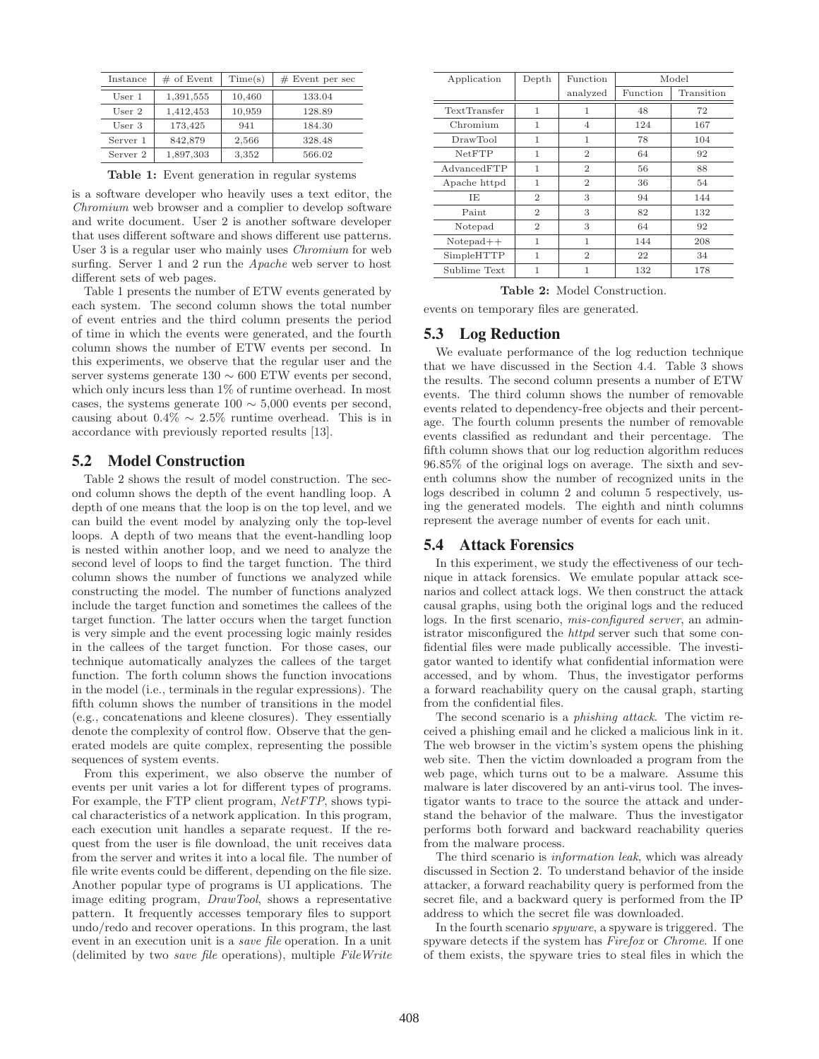| Instance | # of Event | Time(s) | # Event per sec |
|---|---|---|---|
| User 1 | 1,391,555 | 10,460 | 133.04 |
| User 2 | 1,412,453 | 10,959 | 128.89 |
| User 3 | 173,425 | 941 | 184.30 |
| Server 1 | 842,879 | 2,566 | 328.48 |
| Server 2 | 1,897,303 | 3,352 | 566.02 |

**Table 1:** Event generation in regular systems

is a software developer who heavily uses a text editor, the *Chromium* web browser and a complier to develop software and write document. User 2 is another software developer that uses different software and shows different use patterns. User 3 is a regular user who mainly uses *Chromium* for web surfing. Server 1 and 2 run the *Apache* web server to host different sets of web pages.

Table 1 presents the number of ETW events generated by each system. The second column shows the total number of event entries and the third column presents the period of time in which the events were generated, and the fourth column shows the number of ETW events per second. In this experiments, we observe that the regular user and the server systems generate 130 ∼ 600 ETW events per second, which only incurs less than 1% of runtime overhead. In most cases, the systems generate 100 ∼ 5,000 events per second, causing about 0.4% ∼ 2.5% runtime overhead. This is in accordance with previously reported results [13].

## 5.2 Model Construction

Table 2 shows the result of model construction. The second column shows the depth of the event handling loop. A depth of one means that the loop is on the top level, and we can build the event model by analyzing only the top-level loops. A depth of two means that the event-handling loop is nested within another loop, and we need to analyze the second level of loops to find the target function. The third column shows the number of functions we analyzed while constructing the model. The number of functions analyzed include the target function and sometimes the callees of the target function. The latter occurs when the target function is very simple and the event processing logic mainly resides in the callees of the target function. For those cases, our technique automatically analyzes the callees of the target function. The forth column shows the function invocations in the model (i.e., terminals in the regular expressions). The fifth column shows the number of transitions in the model (e.g., concatenations and kleene closures). They essentially denote the complexity of control flow. Observe that the generated models are quite complex, representing the possible sequences of system events.

From this experiment, we also observe the number of events per unit varies a lot for different types of programs. For example, the FTP client program, *NetFTP*, shows typical characteristics of a network application. In this program, each execution unit handles a separate request. If the request from the user is file download, the unit receives data from the server and writes it into a local file. The number of file write events could be different, depending on the file size. Another popular type of programs is UI applications. The image editing program, *DrawTool*, shows a representative pattern. It frequently accesses temporary files to support undo/redo and recover operations. In this program, the last event in an execution unit is a *save file* operation. In a unit (delimited by two *save file* operations), multiple *FileWrite* events on temporary files are generated.

| Application | Depth | Function analyzed | Model | |
|---|---|---|---|---|
| | | | Function | Transition |
| TextTransfer | 1 | 1 | 48 | 72 |
| Chromium | 1 | 4 | 124 | 167 |
| DrawTool | 1 | 1 | 78 | 104 |
| NetFTP | 1 | 2 | 64 | 92 |
| AdvancedFTP | 1 | 2 | 56 | 88 |
| Apache httpd | 1 | 2 | 36 | 54 |
| IE | 2 | 3 | 94 | 144 |
| Paint | 2 | 3 | 82 | 132 |
| Notepad | 2 | 3 | 64 | 92 |
| Notepad++ | 1 | 1 | 144 | 208 |
| SimpleHTTP | 1 | 2 | 22 | 34 |
| Sublime Text | 1 | 1 | 132 | 178 |

**Table 2:** Model Construction.

## 5.3 Log Reduction

We evaluate performance of the log reduction technique that we have discussed in the Section 4.4. Table 3 shows the results. The second column presents a number of ETW events. The third column shows the number of removable events related to dependency-free objects and their percentage. The fourth column presents the number of removable events classified as redundant and their percentage. The fifth column shows that our log reduction algorithm reduces 96.85% of the original logs on average. The sixth and seventh columns show the number of recognized units in the logs described in column 2 and column 5 respectively, using the generated models. The eighth and ninth columns represent the average number of events for each unit.

## 5.4 Attack Forensics

In this experiment, we study the effectiveness of our technique in attack forensics. We emulate popular attack scenarios and collect attack logs. We then construct the attack causal graphs, using both the original logs and the reduced logs. In the first scenario, *mis-configured server*, an administrator misconfigured the *httpd* server such that some confidential files were made publically accessible. The investigator wanted to identify what confidential information were accessed, and by whom. Thus, the investigator performs a forward reachability query on the causal graph, starting from the confidential files.

The second scenario is a *phishing attack*. The victim received a phishing email and he clicked a malicious link in it. The web browser in the victim's system opens the phishing web site. Then the victim downloaded a program from the web page, which turns out to be a malware. Assume this malware is later discovered by an anti-virus tool. The investigator wants to trace to the source the attack and understand the behavior of the malware. Thus the investigator performs both forward and backward reachability queries from the malware process.

The third scenario is *information leak*, which was already discussed in Section 2. To understand behavior of the inside attacker, a forward reachability query is performed from the secret file, and a backward query is performed from the IP address to which the secret file was downloaded.

In the fourth scenario *spyware*, a spyware is triggered. The spyware detects if the system has *Firefox* or *Chrome*. If one of them exists, the spyware tries to steal files in which the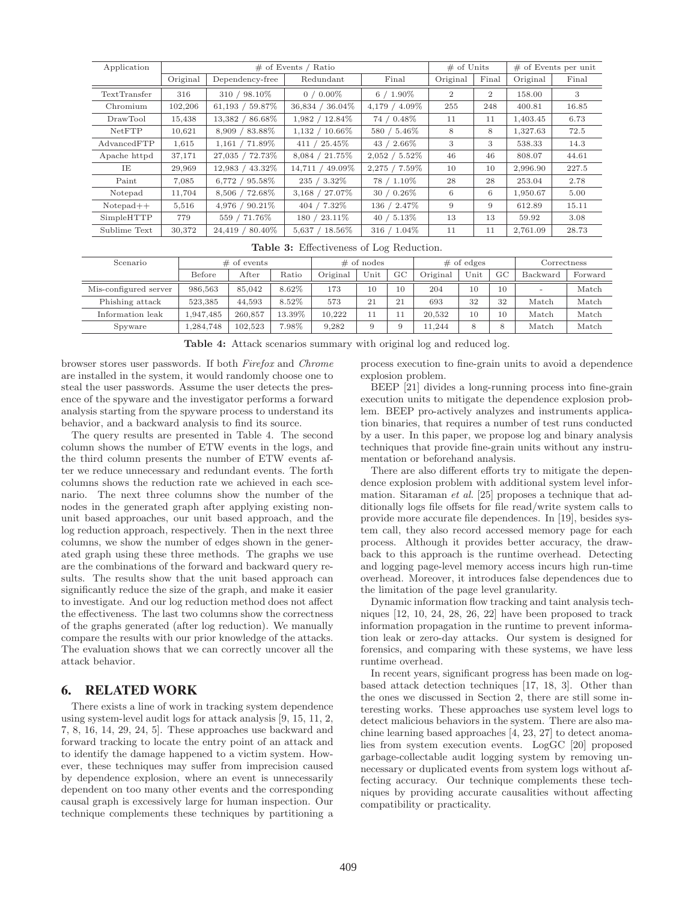| Application | # of Events / Ratio | | | | # of Units | | # of Events per unit | |
|---|---|---|---|---|---|---|---|---|
| | Original | Dependency-free | Redundant | Final | Original | Final | Original | Final |
| TextTransfer | 316 | 310 / 98.10% | 0 / 0.00% | 6 / 1.90% | 2 | 2 | 158.00 | 3 |
| Chromium | 102,206 | 61,193 / 59.87% | 36,834 / 36.04% | 4,179 / 4.09% | 255 | 248 | 400.81 | 16.85 |
| DrawTool | 15,438 | 13,382 / 86.68% | 1,982 / 12.84% | 74 / 0.48% | 11 | 11 | 1,403.45 | 6.73 |
| NetFTP | 10,621 | 8,909 / 83.88% | 1,132 / 10.66% | 580 / 5.46% | 8 | 8 | 1,327.63 | 72.5 |
| AdvancedFTP | 1,615 | 1,161 / 71.89% | 411 / 25.45% | 43 / 2.66% | 3 | 3 | 538.33 | 14.3 |
| Apache httpd | 37,171 | 27,035 / 72.73% | 8,084 / 21.75% | 2,052 / 5.52% | 46 | 46 | 808.07 | 44.61 |
| IE | 29,969 | 12,983 / 43.32% | 14,711 / 49.09% | 2,275 / 7.59% | 10 | 10 | 2,996.90 | 227.5 |
| Paint | 7,085 | 6,772 / 95.58% | 235 / 3.32% | 78 / 1.10% | 28 | 28 | 253.04 | 2.78 |
| Notepad | 11,704 | 8,506 / 72.68% | 3,168 / 27.07% | 30 / 0.26% | 6 | 6 | 1,950.67 | 5.00 |
| Notepad++ | 5,516 | 4,976 / 90.21% | 404 / 7.32% | 136 / 2.47% | 9 | 9 | 612.89 | 15.11 |
| SimpleHTTP | 779 | 559 / 71.76% | 180 / 23.11% | 40 / 5.13% | 13 | 13 | 59.92 | 3.08 |
| Sublime Text | 30,372 | 24,419 / 80.40% | 5,637 / 18.56% | 316 / 1.04% | 11 | 11 | 2,761.09 | 28.73 |

**Table 3:** Effectiveness of Log Reduction.

| Scenario | # of events | | | # of nodes | | | # of edges | | | Correctness | |
|---|---|---|---|---|---|---|---|---|---|---|---|
| | Before | After | Ratio | Original | Unit | GC | Original | Unit | GC | Backward | Forward |
| Mis-configured server | 986,563 | 85,042 | 8.62% | 173 | 10 | 10 | 204 | 10 | 10 | - | Match |
| Phishing attack | 523,385 | 44,593 | 8.52% | 573 | 21 | 21 | 693 | 32 | 32 | Match | Match |
| Information leak | 1,947,485 | 260,857 | 13.39% | 10,222 | 11 | 11 | 20,532 | 10 | 10 | Match | Match |
| Spyware | 1,284,748 | 102,523 | 7.98% | 9,282 | 9 | 9 | 11,244 | 8 | 8 | Match | Match |

**Table 4:** Attack scenarios summary with original log and reduced log.

browser stores user passwords. If both *Firefox* and *Chrome* are installed in the system, it would randomly choose one to steal the user passwords. Assume the user detects the presence of the spyware and the investigator performs a forward analysis starting from the spyware process to understand its behavior, and a backward analysis to find its source.

The query results are presented in Table 4. The second column shows the number of ETW events in the logs, and the third column presents the number of ETW events after we reduce unnecessary and redundant events. The forth columns shows the reduction rate we achieved in each scenario. The next three columns show the number of the nodes in the generated graph after applying existing non-unit based approaches, our unit based approach, and the log reduction approach, respectively. Then in the next three columns, we show the number of edges shown in the generated graph using these three methods. The graphs we use are the combinations of the forward and backward query results. The results show that the unit based approach can significantly reduce the size of the graph, and make it easier to investigate. And our log reduction method does not affect the effectiveness. The last two columns show the correctness of the graphs generated (after log reduction). We manually compare the results with our prior knowledge of the attacks. The evaluation shows that we can correctly uncover all the attack behavior.

## 6. RELATED WORK

There exists a line of work in tracking system dependence using system-level audit logs for attack analysis [9, 15, 11, 2, 7, 8, 16, 14, 29, 24, 5]. These approaches use backward and forward tracking to locate the entry point of an attack and to identify the damage happened to a victim system. However, these techniques may suffer from imprecision caused by dependence explosion, where an event is unnecessarily dependent on too many other events and the corresponding causal graph is excessively large for human inspection. Our technique complements these techniques by partitioning a process execution to fine-grain units to avoid a dependence explosion problem.

BEEP [21] divides a long-running process into fine-grain execution units to mitigate the dependence explosion problem. BEEP pro-actively analyzes and instruments application binaries, that requires a number of test runs conducted by a user. In this paper, we propose log and binary analysis techniques that provide fine-grain units without any instrumentation or beforehand analysis.

There are also different efforts try to mitigate the dependence explosion problem with additional system level information. Sitaraman *et al.* [25] proposes a technique that additionally logs file offsets for file read/write system calls to provide more accurate file dependences. In [19], besides system call, they also record accessed memory page for each process. Although it provides better accuracy, the drawback to this approach is the runtime overhead. Detecting and logging page-level memory access incurs high run-time overhead. Moreover, it introduces false dependences due to the limitation of the page level granularity.

Dynamic information flow tracking and taint analysis techniques [12, 10, 24, 28, 26, 22] have been proposed to track information propagation in the runtime to prevent information leak or zero-day attacks. Our system is designed for forensics, and comparing with these systems, we have less runtime overhead.

In recent years, significant progress has been made on log-based attack detection techniques [17, 18, 3]. Other than the ones we discussed in Section 2, there are still some interesting works. These approaches use system level logs to detect malicious behaviors in the system. There are also machine learning based approaches [4, 23, 27] to detect anomalies from system execution events. LogGC [20] proposed garbage-collectable audit logging system by removing unnecessary or duplicated events from system logs without affecting accuracy. Our technique complements these techniques by providing accurate causalities without affecting compatibility or practicality.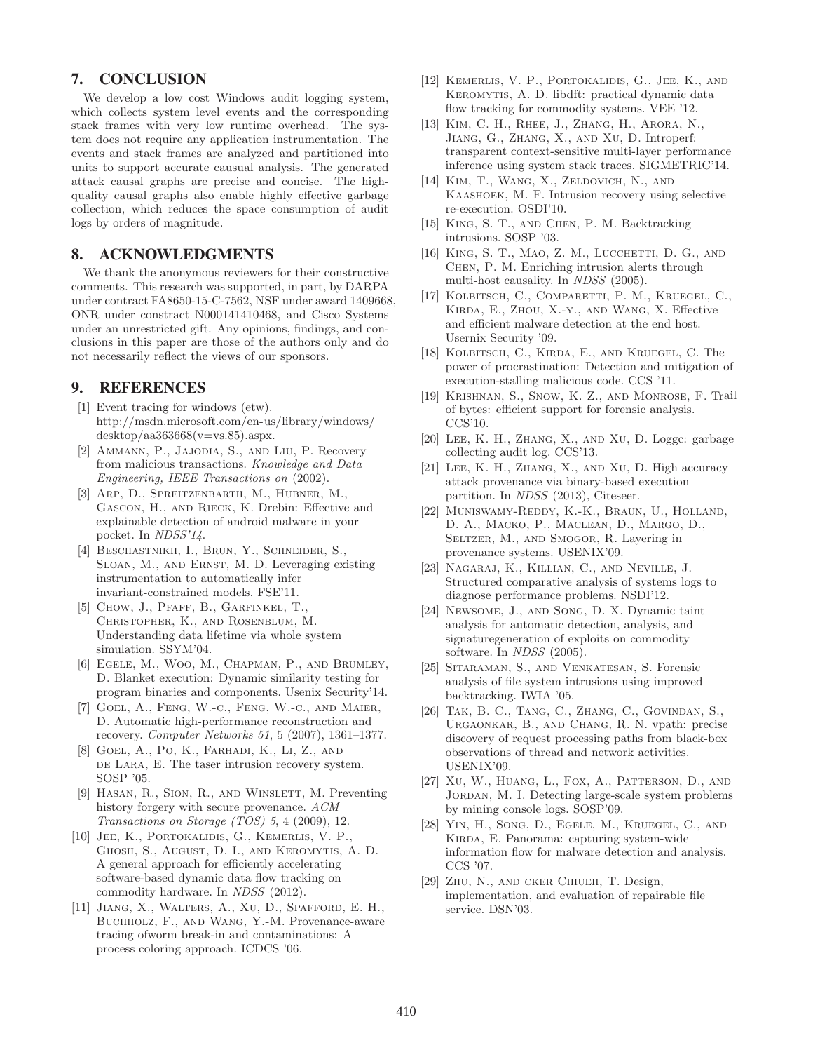## 7. CONCLUSION

We develop a low cost Windows audit logging system, which collects system level events and the corresponding stack frames with very low runtime overhead. The system does not require any application instrumentation. The events and stack frames are analyzed and partitioned into units to support accurate causual analysis. The generated attack causal graphs are precise and concise. The high-quality causal graphs also enable highly effective garbage collection, which reduces the space consumption of audit logs by orders of magnitude.

## 8. ACKNOWLEDGMENTS

We thank the anonymous reviewers for their constructive comments. This research was supported, in part, by DARPA under contract FA8650-15-C-7562, NSF under award 1409668, ONR under constract N000141410468, and Cisco Systems under an unrestricted gift. Any opinions, findings, and conclusions in this paper are those of the authors only and do not necessarily reflect the views of our sponsors.

## 9. REFERENCES

[1] Event tracing for windows (etw). http://msdn.microsoft.com/en-us/library/windows/desktop/aa363668(v=vs.85).aspx.

[2] Ammann, P., Jajodia, S., and Liu, P. Recovery from malicious transactions. *Knowledge and Data Engineering, IEEE Transactions on* (2002).

[3] Arp, D., Spreitzenbarth, M., Hubner, M., Gascon, H., and Rieck, K. Drebin: Effective and explainable detection of android malware in your pocket. In *NDSS'14*.

[4] Beschastnikh, I., Brun, Y., Schneider, S., Sloan, M., and Ernst, M. D. Leveraging existing instrumentation to automatically infer invariant-constrained models. FSE'11.

[5] Chow, J., Pfaff, B., Garfinkel, T., Christopher, K., and Rosenblum, M. Understanding data lifetime via whole system simulation. SSYM'04.

[6] Egele, M., Woo, M., Chapman, P., and Brumley, D. Blanket execution: Dynamic similarity testing for program binaries and components. Usenix Security'14.

[7] Goel, A., Feng, W.-c., Feng, W.-c., and Maier, D. Automatic high-performance reconstruction and recovery. *Computer Networks 51*, 5 (2007), 1361–1377.

[8] Goel, A., Po, K., Farhadi, K., Li, Z., and de Lara, E. The taser intrusion recovery system. SOSP '05.

[9] Hasan, R., Sion, R., and Winslett, M. Preventing history forgery with secure provenance. *ACM Transactions on Storage (TOS) 5*, 4 (2009), 12.

[10] Jee, K., Portokalidis, G., Kemerlis, V. P., Ghosh, S., August, D. I., and Keromytis, A. D. A general approach for efficiently accelerating software-based dynamic data flow tracking on commodity hardware. In *NDSS* (2012).

[11] Jiang, X., Walters, A., Xu, D., Spafford, E. H., Buchholz, F., and Wang, Y.-M. Provenance-aware tracing ofworm break-in and contaminations: A process coloring approach. ICDCS '06.

[12] Kemerlis, V. P., Portokalidis, G., Jee, K., and Keromytis, A. D. libdft: practical dynamic data flow tracking for commodity systems. VEE '12.

[13] Kim, C. H., Rhee, J., Zhang, H., Arora, N., Jiang, G., Zhang, X., and Xu, D. Introperf: transparent context-sensitive multi-layer performance inference using system stack traces. SIGMETRIC'14.

[14] Kim, T., Wang, X., Zeldovich, N., and Kaashoek, M. F. Intrusion recovery using selective re-execution. OSDI'10.

[15] King, S. T., and Chen, P. M. Backtracking intrusions. SOSP '03.

[16] King, S. T., Mao, Z. M., Lucchetti, D. G., and Chen, P. M. Enriching intrusion alerts through multi-host causality. In *NDSS* (2005).

[17] Kolbitsch, C., Comparetti, P. M., Kruegel, C., Kirda, E., Zhou, X.-y., and Wang, X. Effective and efficient malware detection at the end host. Usernix Security '09.

[18] Kolbitsch, C., Kirda, E., and Kruegel, C. The power of procrastination: Detection and mitigation of execution-stalling malicious code. CCS '11.

[19] Krishnan, S., Snow, K. Z., and Monrose, F. Trail of bytes: efficient support for forensic analysis. CCS'10.

[20] Lee, K. H., Zhang, X., and Xu, D. Loggc: garbage collecting audit log. CCS'13.

[21] Lee, K. H., Zhang, X., and Xu, D. High accuracy attack provenance via binary-based execution partition. In *NDSS* (2013), Citeseer.

[22] Muniswamy-Reddy, K.-K., Braun, U., Holland, D. A., Macko, P., Maclean, D., Margo, D., Seltzer, M., and Smogor, R. Layering in provenance systems. USENIX'09.

[23] Nagaraj, K., Killian, C., and Neville, J. Structured comparative analysis of systems logs to diagnose performance problems. NSDI'12.

[24] Newsome, J., and Song, D. X. Dynamic taint analysis for automatic detection, analysis, and signaturegeneration of exploits on commodity software. In *NDSS* (2005).

[25] Sitaraman, S., and Venkatesan, S. Forensic analysis of file system intrusions using improved backtracking. IWIA '05.

[26] Tak, B. C., Tang, C., Zhang, C., Govindan, S., Urgaonkar, B., and Chang, R. N. vpath: precise discovery of request processing paths from black-box observations of thread and network activities. USENIX'09.

[27] Xu, W., Huang, L., Fox, A., Patterson, D., and Jordan, M. I. Detecting large-scale system problems by mining console logs. SOSP'09.

[28] Yin, H., Song, D., Egele, M., Kruegel, C., and Kirda, E. Panorama: capturing system-wide information flow for malware detection and analysis. CCS '07.

[29] Zhu, N., and cker Chiueh, T. Design, implementation, and evaluation of repairable file service. DSN'03.